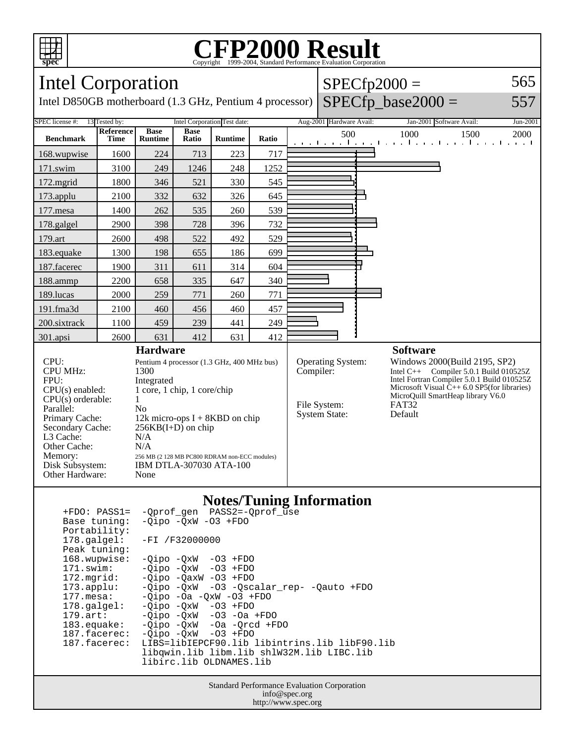# CFP2000 Result

Copyright 1999-2004, Standard Performance Evaluation Corporation

## Intel Corporation

Intel D850GB motherboard (1.3 GHz, Pentium 4 processor)

SPECfp2000 = 565

SPECfp_base2000 = 557

| SPEC license #: | 13 | Tested by: | Intel Corporation | Test date: | Aug-2001 | Hardware Avail: | Jan-2001 | Software Avail: | Jun-2001 |
|---|---|---|---|---|---|---|---|---|---|

| Benchmark | Reference Time | Base Runtime | Base Ratio | Runtime | Ratio |
|---|---|---|---|---|---|
| 168.wupwise | 1600 | 224 | 713 | 223 | 717 |
| 171.swim | 3100 | 249 | 1246 | 248 | 1252 |
| 172.mgrid | 1800 | 346 | 521 | 330 | 545 |
| 173.applu | 2100 | 332 | 632 | 326 | 645 |
| 177.mesa | 1400 | 262 | 535 | 260 | 539 |
| 178.galgel | 2900 | 398 | 728 | 396 | 732 |
| 179.art | 2600 | 498 | 522 | 492 | 529 |
| 183.equake | 1300 | 198 | 655 | 186 | 699 |
| 187.facerec | 1900 | 311 | 611 | 314 | 604 |
| 188.ammp | 2200 | 658 | 335 | 647 | 340 |
| 189.lucas | 2000 | 259 | 771 | 260 | 771 |
| 191.fma3d | 2100 | 460 | 456 | 460 | 457 |
| 200.sixtrack | 1100 | 459 | 239 | 441 | 249 |
| 301.apsi | 2600 | 631 | 412 | 631 | 412 |

### Hardware

| | |
|---|---|
| CPU: | Pentium 4 processor (1.3 GHz, 400 MHz bus) |
| CPU MHz: | 1300 |
| FPU: | Integrated |
| CPU(s) enabled: | 1 core, 1 chip, 1 core/chip |
| CPU(s) orderable: | 1 |
| Parallel: | No |
| Primary Cache: | 12k micro-ops I + 8KBD on chip |
| Secondary Cache: | 256KB(I+D) on chip |
| L3 Cache: | N/A |
| Other Cache: | N/A |
| Memory: | 256 MB (2 128 MB PC800 RDRAM non-ECC modules) |
| Disk Subsystem: | IBM DTLA-307030 ATA-100 |
| Other Hardware: | None |

### Software

| | |
|---|---|
| Operating System: | Windows 2000(Build 2195, SP2) |
| Compiler: | Intel C++ Compiler 5.0.1 Build 010525Z<br>Intel Fortran Compiler 5.0.1 Build 010525Z<br>Microsoft Visual C++ 6.0 SP5(for libraries)<br>MicroQuill SmartHeap library V6.0 |
| File System: | FAT32 |
| System State: | Default |

### Notes/Tuning Information

```
+FDO: PASS1=  -Qprof_gen  PASS2=-Qprof_use
Base tuning:  -Qipo -QxW -O3 +FDO
Portability:
178.galgel:   -FI /F32000000
Peak tuning:
168.wupwise:  -Qipo -QxW  -O3 +FDO
171.swim:     -Qipo -QxW  -O3 +FDO
172.mgrid:    -Qipo -QaxW -O3 +FDO
173.applu:    -Qipo -QxW  -O3 -Qscalar_rep- -Qauto +FDO
177.mesa:     -Qipo -Oa -QxW -O3 +FDO
178.galgel:   -Qipo -QxW  -O3 +FDO
179.art:      -Qipo -QxW  -O3 -Oa +FDO
183.equake:   -Qipo -QxW  -Oa -Qrcd +FDO
187.facerec:  -Qipo -QxW  -O3 +FDO
187.facerec:  LIBS=libIEPCF90.lib libintrins.lib libF90.lib
              libqwin.lib libm.lib shlW32M.lib LIBC.lib
              libirc.lib OLDNAMES.lib
```

Standard Performance Evaluation Corporation
info@spec.org
http://www.spec.org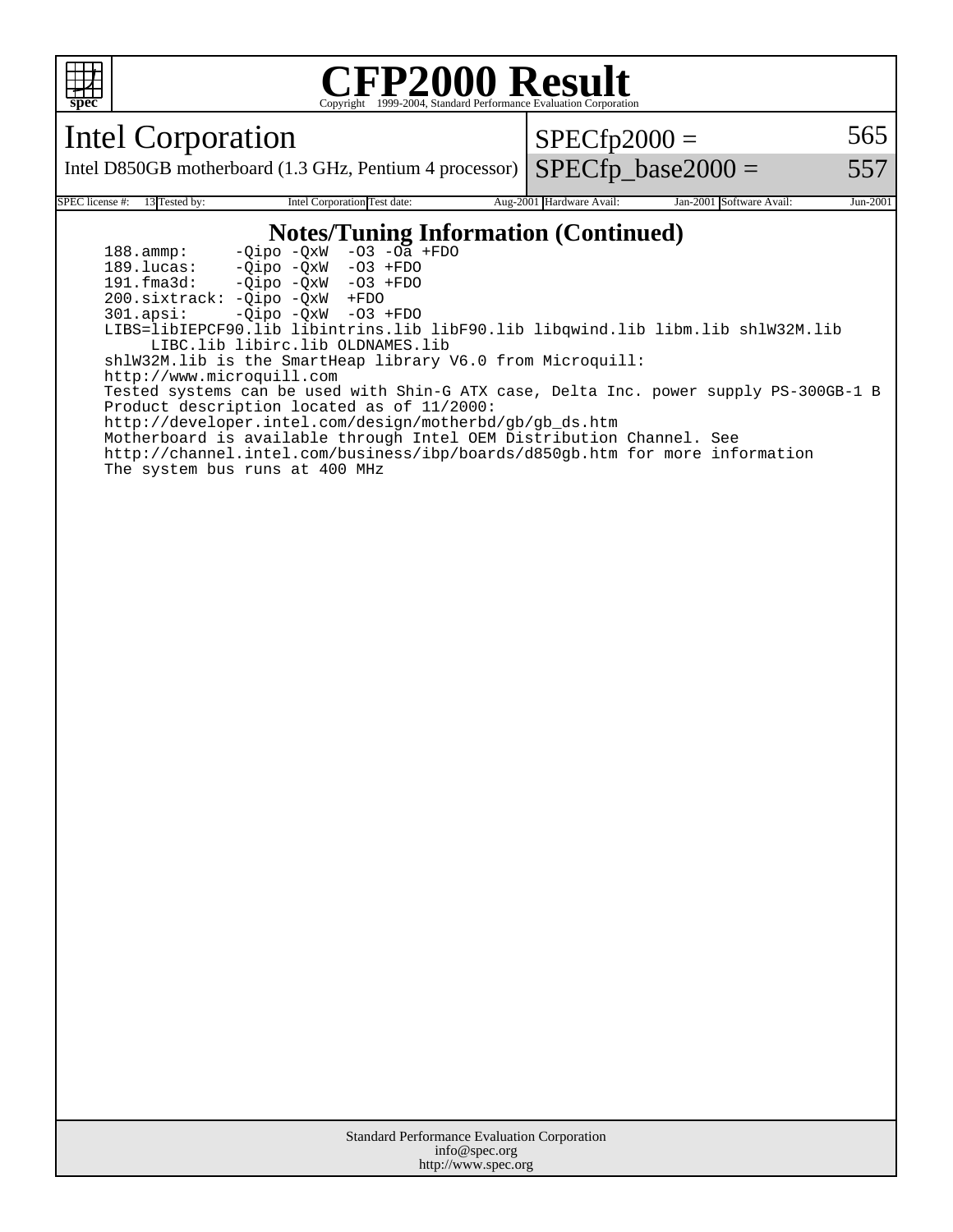# CFP2000 Result

Copyright 1999-2004, Standard Performance Evaluation Corporation

## Intel Corporation

Intel D850GB motherboard (1.3 GHz, Pentium 4 processor)

SPECfp2000 = 565

SPECfp_base2000 = 557

| SPEC license #: | 13 | Tested by: | Intel Corporation | Test date: | Aug-2001 | Hardware Avail: | Jan-2001 | Software Avail: | Jun-2001 |
|---|---|---|---|---|---|---|---|---|---|

### Notes/Tuning Information (Continued)

```
188.ammp:     -Qipo -QxW  -O3 -Oa +FDO
189.lucas:    -Qipo -QxW  -O3 +FDO
191.fma3d:    -Qipo -QxW  -O3 +FDO
200.sixtrack: -Qipo -QxW  +FDO
301.apsi:     -Qipo -QxW  -O3 +FDO
LIBS=libIEPCF90.lib libintrins.lib libF90.lib libqwind.lib libm.lib shlW32M.lib
     LIBC.lib libirc.lib OLDNAMES.lib
shlW32M.lib is the SmartHeap library V6.0 from Microquill:
http://www.microquill.com
Tested systems can be used with Shin-G ATX case, Delta Inc. power supply PS-300GB-1 B
Product description located as of 11/2000:
http://developer.intel.com/design/motherbd/gb/gb_ds.htm
Motherboard is available through Intel OEM Distribution Channel. See
http://channel.intel.com/business/ibp/boards/d850gb.htm for more information
The system bus runs at 400 MHz
```

Standard Performance Evaluation Corporation
info@spec.org
http://www.spec.org